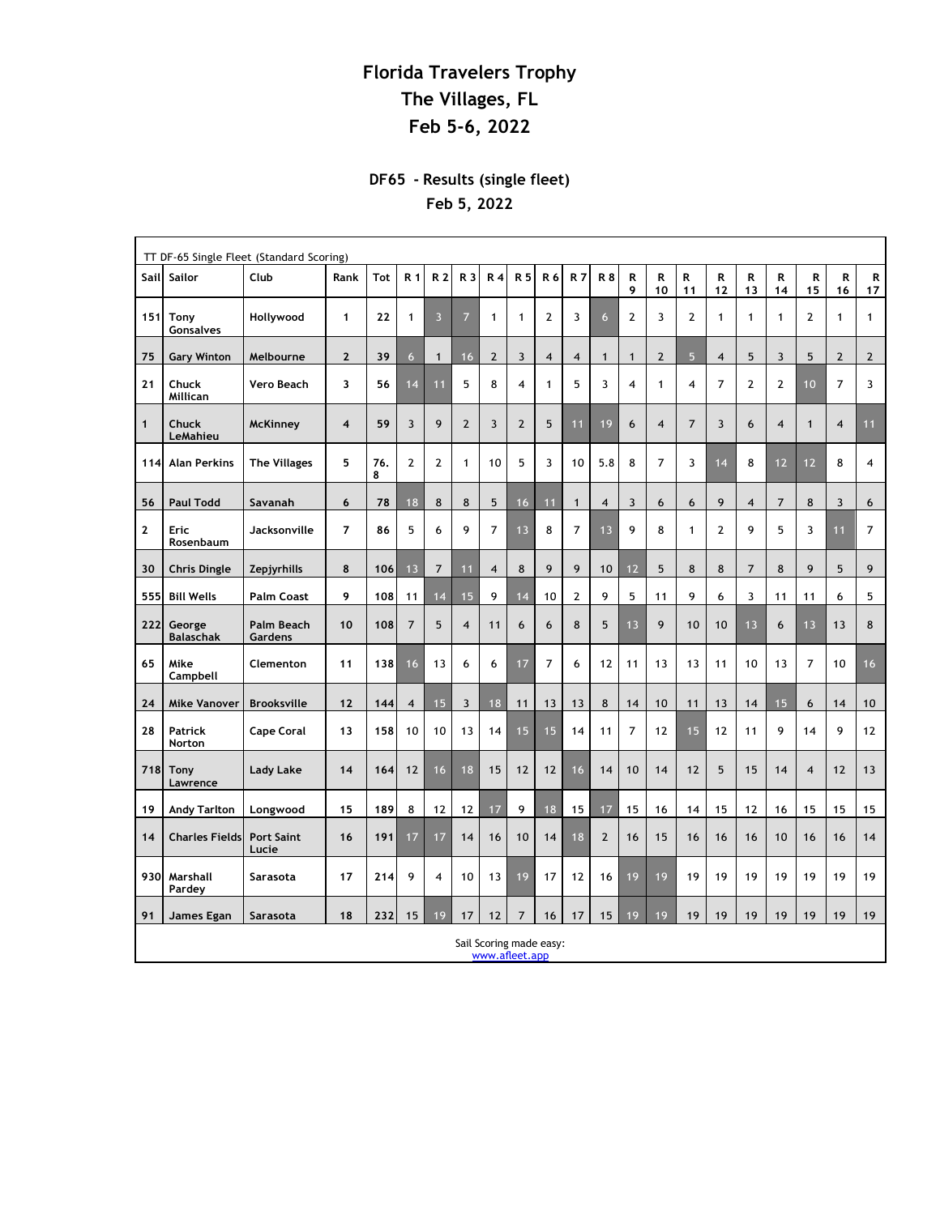# Florida Travelers Trophy
# The Villages, FL
# Feb 5-6, 2022

## DF65 - Results (single fleet)
## Feb 5, 2022

TT DF-65 Single Fleet (Standard Scoring)

| Sail | Sailor | Club | Rank | Tot | R 1 | R 2 | R 3 | R 4 | R 5 | R 6 | R 7 | R 8 | R 9 | R 10 | R 11 | R 12 | R 13 | R 14 | R 15 | R 16 | R 17 |
|---|---|---|---|---|---|---|---|---|---|---|---|---|---|---|---|---|---|---|---|---|---|
| 151 | Tony Gonsalves | Hollywood | 1 | 22 | 1 | 3 | 7 | 1 | 1 | 2 | 3 | 6 | 2 | 3 | 2 | 1 | 1 | 1 | 2 | 1 | 1 |
| 75 | Gary Winton | Melbourne | 2 | 39 | 6 | 1 | 16 | 2 | 3 | 4 | 4 | 1 | 1 | 2 | 5 | 4 | 5 | 3 | 5 | 2 | 2 |
| 21 | Chuck Millican | Vero Beach | 3 | 56 | 14 | 11 | 5 | 8 | 4 | 1 | 5 | 3 | 4 | 1 | 4 | 7 | 2 | 2 | 10 | 7 | 3 |
| 1 | Chuck LeMahieu | McKinney | 4 | 59 | 3 | 9 | 2 | 3 | 2 | 5 | 11 | 19 | 6 | 4 | 7 | 3 | 6 | 4 | 1 | 4 | 11 |
| 114 | Alan Perkins | The Villages | 5 | 76.8 | 2 | 2 | 1 | 10 | 5 | 3 | 10 | 5.8 | 8 | 7 | 3 | 14 | 8 | 12 | 12 | 8 | 4 |
| 56 | Paul Todd | Savanah | 6 | 78 | 18 | 8 | 8 | 5 | 16 | 11 | 1 | 4 | 3 | 6 | 6 | 9 | 4 | 7 | 8 | 3 | 6 |
| 2 | Eric Rosenbaum | Jacksonville | 7 | 86 | 5 | 6 | 9 | 7 | 13 | 8 | 7 | 13 | 9 | 8 | 1 | 2 | 9 | 5 | 3 | 11 | 7 |
| 30 | Chris Dingle | Zepjyrhills | 8 | 106 | 13 | 7 | 11 | 4 | 8 | 9 | 9 | 10 | 12 | 5 | 8 | 8 | 7 | 8 | 9 | 5 | 9 |
| 555 | Bill Wells | Palm Coast | 9 | 108 | 11 | 14 | 15 | 9 | 14 | 10 | 2 | 9 | 5 | 11 | 9 | 6 | 3 | 11 | 11 | 6 | 5 |
| 222 | George Balaschak | Palm Beach Gardens | 10 | 108 | 7 | 5 | 4 | 11 | 6 | 6 | 8 | 5 | 13 | 9 | 10 | 10 | 13 | 6 | 13 | 13 | 8 |
| 65 | Mike Campbell | Clementon | 11 | 138 | 16 | 13 | 6 | 6 | 17 | 7 | 6 | 12 | 11 | 13 | 13 | 11 | 10 | 13 | 7 | 10 | 16 |
| 24 | Mike Vanover | Brooksville | 12 | 144 | 4 | 15 | 3 | 18 | 11 | 13 | 13 | 8 | 14 | 10 | 11 | 13 | 14 | 15 | 6 | 14 | 10 |
| 28 | Patrick Norton | Cape Coral | 13 | 158 | 10 | 10 | 13 | 14 | 15 | 15 | 14 | 11 | 7 | 12 | 15 | 12 | 11 | 9 | 14 | 9 | 12 |
| 718 | Tony Lawrence | Lady Lake | 14 | 164 | 12 | 16 | 18 | 15 | 12 | 12 | 16 | 14 | 10 | 14 | 12 | 5 | 15 | 14 | 4 | 12 | 13 |
| 19 | Andy Tarlton | Longwood | 15 | 189 | 8 | 12 | 12 | 17 | 9 | 18 | 15 | 17 | 15 | 16 | 14 | 15 | 12 | 16 | 15 | 15 | 15 |
| 14 | Charles Fields | Port Saint Lucie | 16 | 191 | 17 | 17 | 14 | 16 | 10 | 14 | 18 | 2 | 16 | 15 | 16 | 16 | 16 | 10 | 16 | 16 | 14 |
| 930 | Marshall Pardey | Sarasota | 17 | 214 | 9 | 4 | 10 | 13 | 19 | 17 | 12 | 16 | 19 | 19 | 19 | 19 | 19 | 19 | 19 | 19 | 19 |
| 91 | James Egan | Sarasota | 18 | 232 | 15 | 19 | 17 | 12 | 7 | 16 | 17 | 15 | 19 | 19 | 19 | 19 | 19 | 19 | 19 | 19 | 19 |

Sail Scoring made easy:
www.afleet.app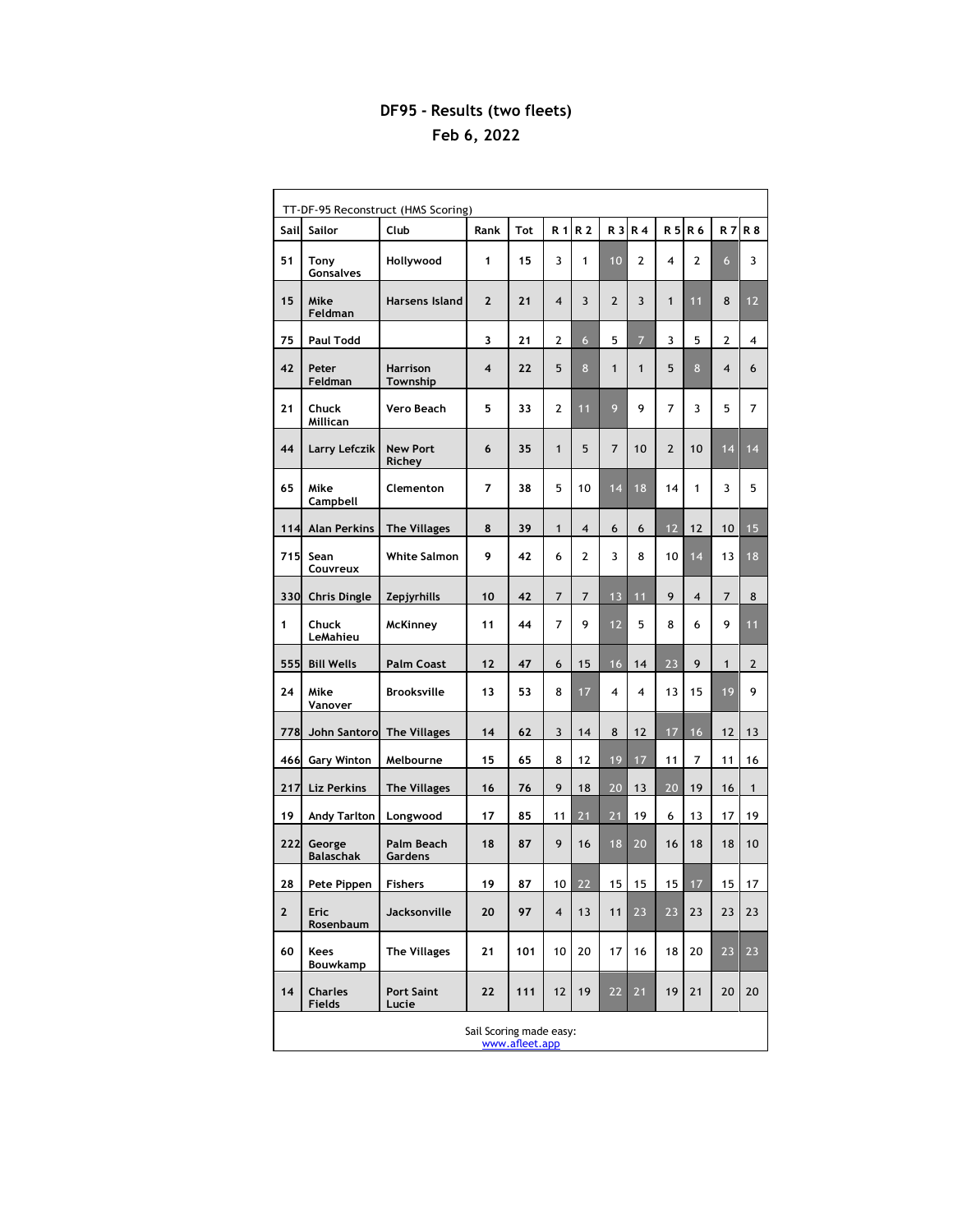# DF95 - Results (two fleets)

## Feb 6, 2022

TT-DF-95 Reconstruct (HMS Scoring)

| Sail | Sailor | Club | Rank | Tot | R 1 | R 2 | R 3 | R 4 | R 5 | R 6 | R 7 | R 8 |
|---|---|---|---|---|---|---|---|---|---|---|---|---|
| 51 | Tony Gonsalves | Hollywood | 1 | 15 | 3 | 1 | 10 | 2 | 4 | 2 | 6 | 3 |
| 15 | Mike Feldman | Harsens Island | 2 | 21 | 4 | 3 | 2 | 3 | 1 | 11 | 8 | 12 |
| 75 | Paul Todd | | 3 | 21 | 2 | 6 | 5 | 7 | 3 | 5 | 2 | 4 |
| 42 | Peter Feldman | Harrison Township | 4 | 22 | 5 | 8 | 1 | 1 | 5 | 8 | 4 | 6 |
| 21 | Chuck Millican | Vero Beach | 5 | 33 | 2 | 11 | 9 | 9 | 7 | 3 | 5 | 7 |
| 44 | Larry Lefczik | New Port Richey | 6 | 35 | 1 | 5 | 7 | 10 | 2 | 10 | 14 | 14 |
| 65 | Mike Campbell | Clementon | 7 | 38 | 5 | 10 | 14 | 18 | 14 | 1 | 3 | 5 |
| 114 | Alan Perkins | The Villages | 8 | 39 | 1 | 4 | 6 | 6 | 12 | 12 | 10 | 15 |
| 715 | Sean Couvreux | White Salmon | 9 | 42 | 6 | 2 | 3 | 8 | 10 | 14 | 13 | 18 |
| 330 | Chris Dingle | Zepjyrhills | 10 | 42 | 7 | 7 | 13 | 11 | 9 | 4 | 7 | 8 |
| 1 | Chuck LeMahieu | McKinney | 11 | 44 | 7 | 9 | 12 | 5 | 8 | 6 | 9 | 11 |
| 555 | Bill Wells | Palm Coast | 12 | 47 | 6 | 15 | 16 | 14 | 23 | 9 | 1 | 2 |
| 24 | Mike Vanover | Brooksville | 13 | 53 | 8 | 17 | 4 | 4 | 13 | 15 | 19 | 9 |
| 778 | John Santoro | The Villages | 14 | 62 | 3 | 14 | 8 | 12 | 17 | 16 | 12 | 13 |
| 466 | Gary Winton | Melbourne | 15 | 65 | 8 | 12 | 19 | 17 | 11 | 7 | 11 | 16 |
| 217 | Liz Perkins | The Villages | 16 | 76 | 9 | 18 | 20 | 13 | 20 | 19 | 16 | 1 |
| 19 | Andy Tarlton | Longwood | 17 | 85 | 11 | 21 | 21 | 19 | 6 | 13 | 17 | 19 |
| 222 | George Balaschak | Palm Beach Gardens | 18 | 87 | 9 | 16 | 18 | 20 | 16 | 18 | 18 | 10 |
| 28 | Pete Pippen | Fishers | 19 | 87 | 10 | 22 | 15 | 15 | 15 | 17 | 15 | 17 |
| 2 | Eric Rosenbaum | Jacksonville | 20 | 97 | 4 | 13 | 11 | 23 | 23 | 23 | 23 | 23 |
| 60 | Kees Bouwkamp | The Villages | 21 | 101 | 10 | 20 | 17 | 16 | 18 | 20 | 23 | 23 |
| 14 | Charles Fields | Port Saint Lucie | 22 | 111 | 12 | 19 | 22 | 21 | 19 | 21 | 20 | 20 |

Sail Scoring made easy:
www.afleet.app